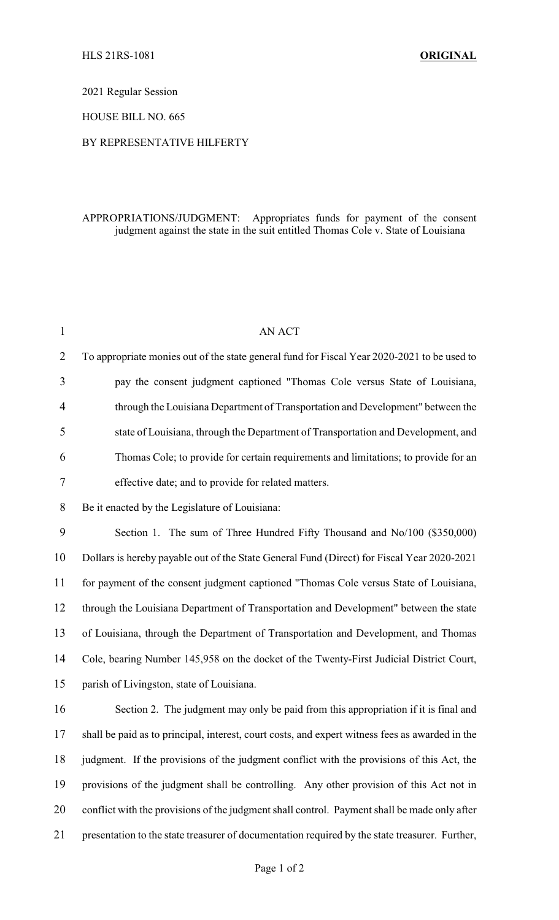HLS 21RS-1081 **ORIGINAL**

2021 Regular Session

HOUSE BILL NO. 665

BY REPRESENTATIVE HILFERTY

APPROPRIATIONS/JUDGMENT: Appropriates funds for payment of the consent judgment against the state in the suit entitled Thomas Cole v. State of Louisiana

AN ACT

To appropriate monies out of the state general fund for Fiscal Year 2020-2021 to be used to pay the consent judgment captioned "Thomas Cole versus State of Louisiana, through the Louisiana Department of Transportation and Development" between the state of Louisiana, through the Department of Transportation and Development, and Thomas Cole; to provide for certain requirements and limitations; to provide for an effective date; and to provide for related matters.

Be it enacted by the Legislature of Louisiana:

Section 1. The sum of Three Hundred Fifty Thousand and No/100 ($350,000) Dollars is hereby payable out of the State General Fund (Direct) for Fiscal Year 2020-2021 for payment of the consent judgment captioned "Thomas Cole versus State of Louisiana, through the Louisiana Department of Transportation and Development" between the state of Louisiana, through the Department of Transportation and Development, and Thomas Cole, bearing Number 145,958 on the docket of the Twenty-First Judicial District Court, parish of Livingston, state of Louisiana.

Section 2. The judgment may only be paid from this appropriation if it is final and shall be paid as to principal, interest, court costs, and expert witness fees as awarded in the judgment. If the provisions of the judgment conflict with the provisions of this Act, the provisions of the judgment shall be controlling. Any other provision of this Act not in conflict with the provisions of the judgment shall control. Payment shall be made only after presentation to the state treasurer of documentation required by the state treasurer. Further,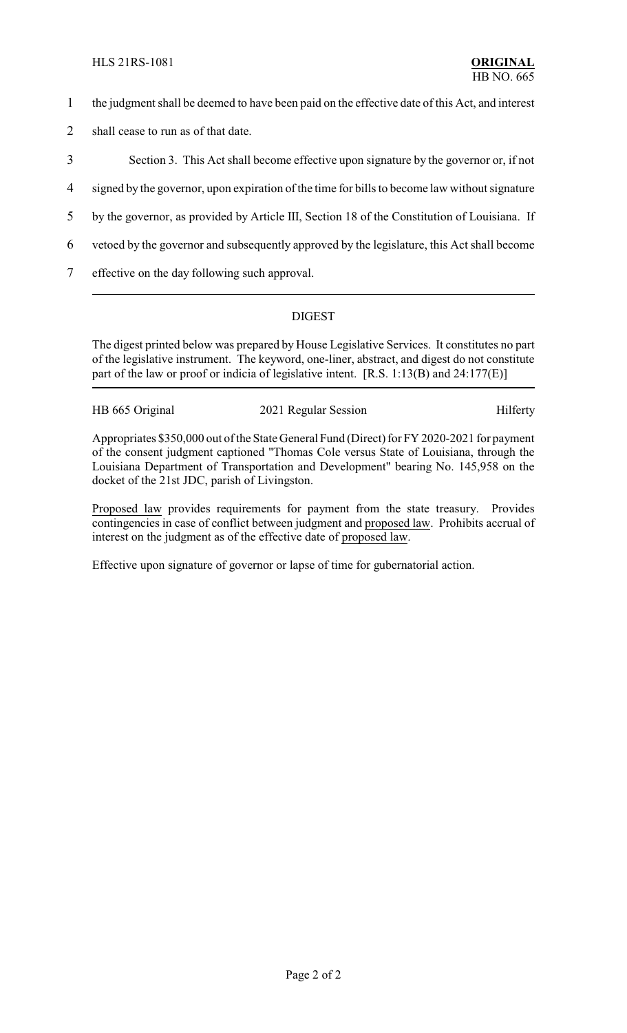the judgment shall be deemed to have been paid on the effective date of this Act, and interest shall cease to run as of that date.

Section 3. This Act shall become effective upon signature by the governor or, if not signed by the governor, upon expiration of the time for bills to become law without signature by the governor, as provided by Article III, Section 18 of the Constitution of Louisiana. If vetoed by the governor and subsequently approved by the legislature, this Act shall become effective on the day following such approval.

---

## DIGEST

The digest printed below was prepared by House Legislative Services. It constitutes no part of the legislative instrument. The keyword, one-liner, abstract, and digest do not constitute part of the law or proof or indicia of legislative intent. [R.S. 1:13(B) and 24:177(E)]

HB 665 Original | 2021 Regular Session | Hilferty

Appropriates $350,000 out of the State General Fund (Direct) for FY 2020-2021 for payment of the consent judgment captioned "Thomas Cole versus State of Louisiana, through the Louisiana Department of Transportation and Development" bearing No. 145,958 on the docket of the 21st JDC, parish of Livingston.

Proposed law provides requirements for payment from the state treasury. Provides contingencies in case of conflict between judgment and proposed law. Prohibits accrual of interest on the judgment as of the effective date of proposed law.

Effective upon signature of governor or lapse of time for gubernatorial action.